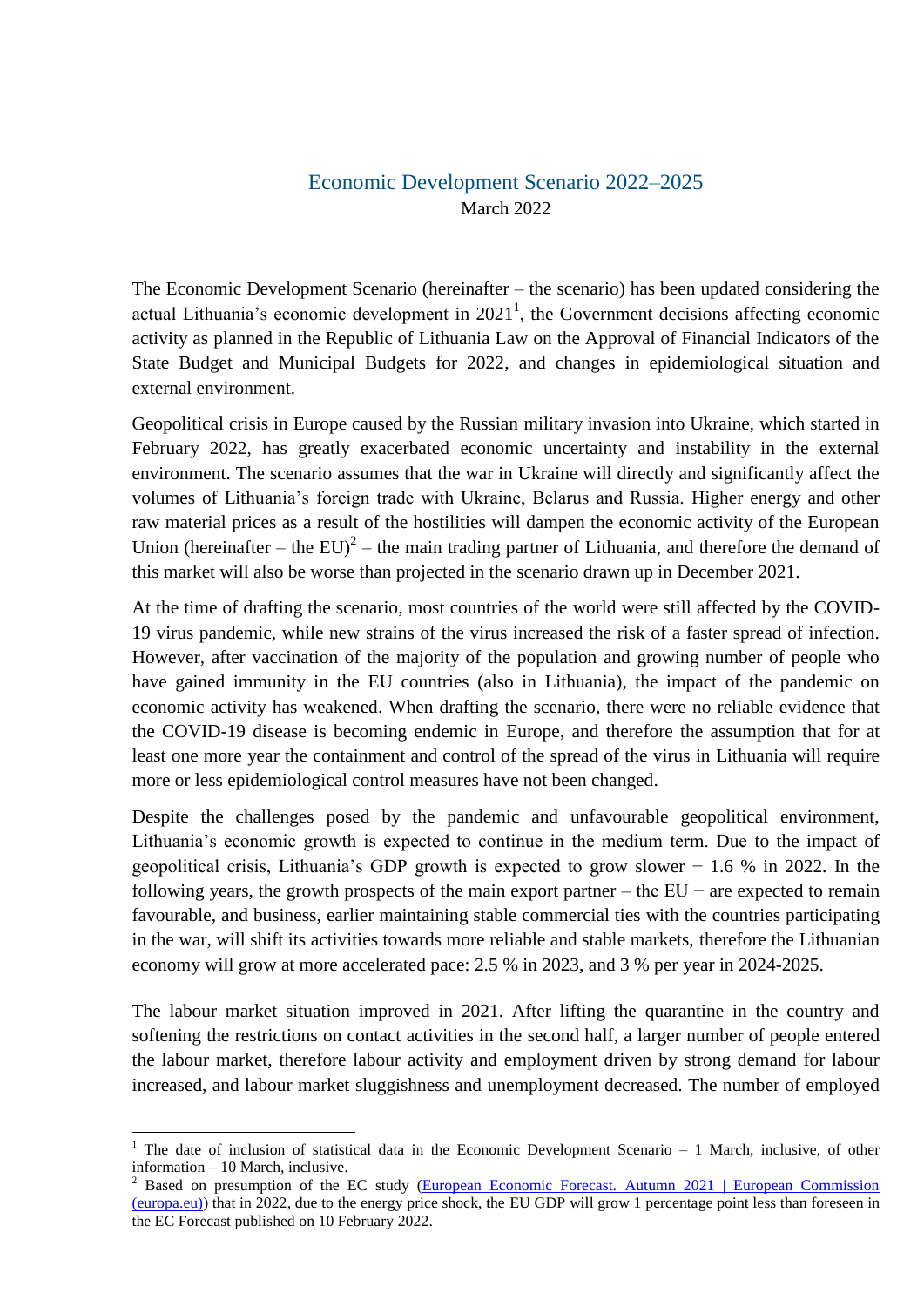# Economic Development Scenario 2022–2025

March 2022

The Economic Development Scenario (hereinafter – the scenario) has been updated considering the actual Lithuania's economic development in 2021[1], the Government decisions affecting economic activity as planned in the Republic of Lithuania Law on the Approval of Financial Indicators of the State Budget and Municipal Budgets for 2022, and changes in epidemiological situation and external environment.

Geopolitical crisis in Europe caused by the Russian military invasion into Ukraine, which started in February 2022, has greatly exacerbated economic uncertainty and instability in the external environment. The scenario assumes that the war in Ukraine will directly and significantly affect the volumes of Lithuania's foreign trade with Ukraine, Belarus and Russia. Higher energy and other raw material prices as a result of the hostilities will dampen the economic activity of the European Union (hereinafter – the EU)[2] – the main trading partner of Lithuania, and therefore the demand of this market will also be worse than projected in the scenario drawn up in December 2021.

At the time of drafting the scenario, most countries of the world were still affected by the COVID-19 virus pandemic, while new strains of the virus increased the risk of a faster spread of infection. However, after vaccination of the majority of the population and growing number of people who have gained immunity in the EU countries (also in Lithuania), the impact of the pandemic on economic activity has weakened. When drafting the scenario, there were no reliable evidence that the COVID-19 disease is becoming endemic in Europe, and therefore the assumption that for at least one more year the containment and control of the spread of the virus in Lithuania will require more or less epidemiological control measures have not been changed.

Despite the challenges posed by the pandemic and unfavourable geopolitical environment, Lithuania's economic growth is expected to continue in the medium term. Due to the impact of geopolitical crisis, Lithuania's GDP growth is expected to grow slower − 1.6 % in 2022. In the following years, the growth prospects of the main export partner – the EU − are expected to remain favourable, and business, earlier maintaining stable commercial ties with the countries participating in the war, will shift its activities towards more reliable and stable markets, therefore the Lithuanian economy will grow at more accelerated pace: 2.5 % in 2023, and 3 % per year in 2024-2025.

The labour market situation improved in 2021. After lifting the quarantine in the country and softening the restrictions on contact activities in the second half, a larger number of people entered the labour market, therefore labour activity and employment driven by strong demand for labour increased, and labour market sluggishness and unemployment decreased. The number of employed

---

[1] The date of inclusion of statistical data in the Economic Development Scenario – 1 March, inclusive, of other information – 10 March, inclusive.

[2] Based on presumption of the EC study (European Economic Forecast. Autumn 2021 | European Commission (europa.eu)) that in 2022, due to the energy price shock, the EU GDP will grow 1 percentage point less than foreseen in the EC Forecast published on 10 February 2022.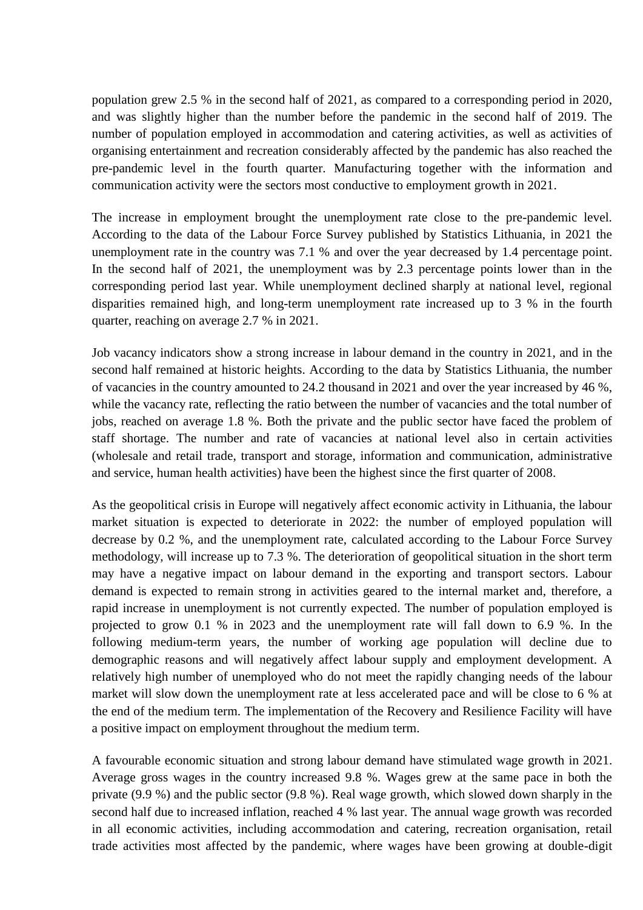population grew 2.5 % in the second half of 2021, as compared to a corresponding period in 2020, and was slightly higher than the number before the pandemic in the second half of 2019. The number of population employed in accommodation and catering activities, as well as activities of organising entertainment and recreation considerably affected by the pandemic has also reached the pre-pandemic level in the fourth quarter. Manufacturing together with the information and communication activity were the sectors most conductive to employment growth in 2021.

The increase in employment brought the unemployment rate close to the pre-pandemic level. According to the data of the Labour Force Survey published by Statistics Lithuania, in 2021 the unemployment rate in the country was 7.1 % and over the year decreased by 1.4 percentage point. In the second half of 2021, the unemployment was by 2.3 percentage points lower than in the corresponding period last year. While unemployment declined sharply at national level, regional disparities remained high, and long-term unemployment rate increased up to 3 % in the fourth quarter, reaching on average 2.7 % in 2021.

Job vacancy indicators show a strong increase in labour demand in the country in 2021, and in the second half remained at historic heights. According to the data by Statistics Lithuania, the number of vacancies in the country amounted to 24.2 thousand in 2021 and over the year increased by 46 %, while the vacancy rate, reflecting the ratio between the number of vacancies and the total number of jobs, reached on average 1.8 %. Both the private and the public sector have faced the problem of staff shortage. The number and rate of vacancies at national level also in certain activities (wholesale and retail trade, transport and storage, information and communication, administrative and service, human health activities) have been the highest since the first quarter of 2008.

As the geopolitical crisis in Europe will negatively affect economic activity in Lithuania, the labour market situation is expected to deteriorate in 2022: the number of employed population will decrease by 0.2 %, and the unemployment rate, calculated according to the Labour Force Survey methodology, will increase up to 7.3 %. The deterioration of geopolitical situation in the short term may have a negative impact on labour demand in the exporting and transport sectors. Labour demand is expected to remain strong in activities geared to the internal market and, therefore, a rapid increase in unemployment is not currently expected. The number of population employed is projected to grow 0.1 % in 2023 and the unemployment rate will fall down to 6.9 %. In the following medium-term years, the number of working age population will decline due to demographic reasons and will negatively affect labour supply and employment development. A relatively high number of unemployed who do not meet the rapidly changing needs of the labour market will slow down the unemployment rate at less accelerated pace and will be close to 6 % at the end of the medium term. The implementation of the Recovery and Resilience Facility will have a positive impact on employment throughout the medium term.

A favourable economic situation and strong labour demand have stimulated wage growth in 2021. Average gross wages in the country increased 9.8 %. Wages grew at the same pace in both the private (9.9 %) and the public sector (9.8 %). Real wage growth, which slowed down sharply in the second half due to increased inflation, reached 4 % last year. The annual wage growth was recorded in all economic activities, including accommodation and catering, recreation organisation, retail trade activities most affected by the pandemic, where wages have been growing at double-digit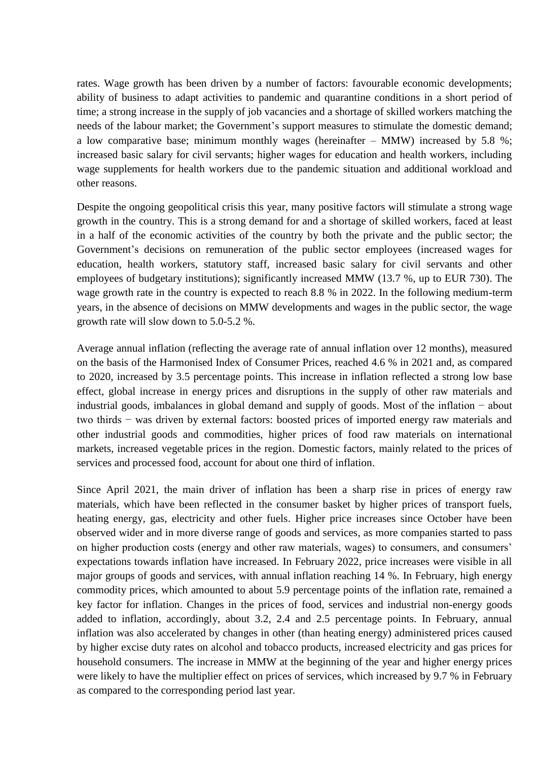rates. Wage growth has been driven by a number of factors: favourable economic developments; ability of business to adapt activities to pandemic and quarantine conditions in a short period of time; a strong increase in the supply of job vacancies and a shortage of skilled workers matching the needs of the labour market; the Government's support measures to stimulate the domestic demand; a low comparative base; minimum monthly wages (hereinafter – MMW) increased by 5.8 %; increased basic salary for civil servants; higher wages for education and health workers, including wage supplements for health workers due to the pandemic situation and additional workload and other reasons.

Despite the ongoing geopolitical crisis this year, many positive factors will stimulate a strong wage growth in the country. This is a strong demand for and a shortage of skilled workers, faced at least in a half of the economic activities of the country by both the private and the public sector; the Government's decisions on remuneration of the public sector employees (increased wages for education, health workers, statutory staff, increased basic salary for civil servants and other employees of budgetary institutions); significantly increased MMW (13.7 %, up to EUR 730). The wage growth rate in the country is expected to reach 8.8 % in 2022. In the following medium-term years, in the absence of decisions on MMW developments and wages in the public sector, the wage growth rate will slow down to 5.0-5.2 %.

Average annual inflation (reflecting the average rate of annual inflation over 12 months), measured on the basis of the Harmonised Index of Consumer Prices, reached 4.6 % in 2021 and, as compared to 2020, increased by 3.5 percentage points. This increase in inflation reflected a strong low base effect, global increase in energy prices and disruptions in the supply of other raw materials and industrial goods, imbalances in global demand and supply of goods. Most of the inflation − about two thirds − was driven by external factors: boosted prices of imported energy raw materials and other industrial goods and commodities, higher prices of food raw materials on international markets, increased vegetable prices in the region. Domestic factors, mainly related to the prices of services and processed food, account for about one third of inflation.

Since April 2021, the main driver of inflation has been a sharp rise in prices of energy raw materials, which have been reflected in the consumer basket by higher prices of transport fuels, heating energy, gas, electricity and other fuels. Higher price increases since October have been observed wider and in more diverse range of goods and services, as more companies started to pass on higher production costs (energy and other raw materials, wages) to consumers, and consumers' expectations towards inflation have increased. In February 2022, price increases were visible in all major groups of goods and services, with annual inflation reaching 14 %. In February, high energy commodity prices, which amounted to about 5.9 percentage points of the inflation rate, remained a key factor for inflation. Changes in the prices of food, services and industrial non-energy goods added to inflation, accordingly, about 3.2, 2.4 and 2.5 percentage points. In February, annual inflation was also accelerated by changes in other (than heating energy) administered prices caused by higher excise duty rates on alcohol and tobacco products, increased electricity and gas prices for household consumers. The increase in MMW at the beginning of the year and higher energy prices were likely to have the multiplier effect on prices of services, which increased by 9.7 % in February as compared to the corresponding period last year.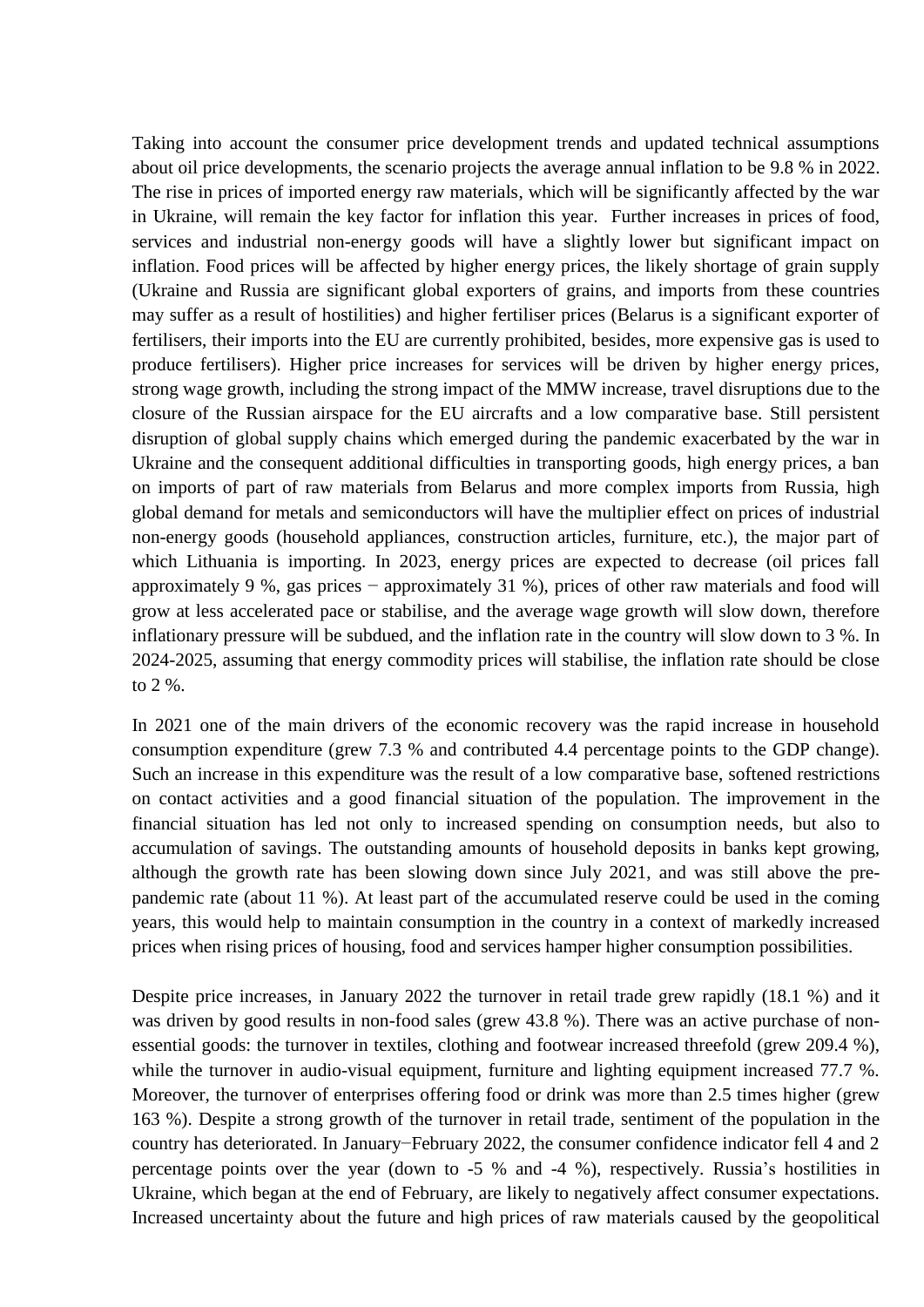Taking into account the consumer price development trends and updated technical assumptions about oil price developments, the scenario projects the average annual inflation to be 9.8 % in 2022. The rise in prices of imported energy raw materials, which will be significantly affected by the war in Ukraine, will remain the key factor for inflation this year. Further increases in prices of food, services and industrial non-energy goods will have a slightly lower but significant impact on inflation. Food prices will be affected by higher energy prices, the likely shortage of grain supply (Ukraine and Russia are significant global exporters of grains, and imports from these countries may suffer as a result of hostilities) and higher fertiliser prices (Belarus is a significant exporter of fertilisers, their imports into the EU are currently prohibited, besides, more expensive gas is used to produce fertilisers). Higher price increases for services will be driven by higher energy prices, strong wage growth, including the strong impact of the MMW increase, travel disruptions due to the closure of the Russian airspace for the EU aircrafts and a low comparative base. Still persistent disruption of global supply chains which emerged during the pandemic exacerbated by the war in Ukraine and the consequent additional difficulties in transporting goods, high energy prices, a ban on imports of part of raw materials from Belarus and more complex imports from Russia, high global demand for metals and semiconductors will have the multiplier effect on prices of industrial non-energy goods (household appliances, construction articles, furniture, etc.), the major part of which Lithuania is importing. In 2023, energy prices are expected to decrease (oil prices fall approximately 9 %, gas prices − approximately 31 %), prices of other raw materials and food will grow at less accelerated pace or stabilise, and the average wage growth will slow down, therefore inflationary pressure will be subdued, and the inflation rate in the country will slow down to 3 %. In 2024-2025, assuming that energy commodity prices will stabilise, the inflation rate should be close to 2 %.

In 2021 one of the main drivers of the economic recovery was the rapid increase in household consumption expenditure (grew 7.3 % and contributed 4.4 percentage points to the GDP change). Such an increase in this expenditure was the result of a low comparative base, softened restrictions on contact activities and a good financial situation of the population. The improvement in the financial situation has led not only to increased spending on consumption needs, but also to accumulation of savings. The outstanding amounts of household deposits in banks kept growing, although the growth rate has been slowing down since July 2021, and was still above the pre-pandemic rate (about 11 %). At least part of the accumulated reserve could be used in the coming years, this would help to maintain consumption in the country in a context of markedly increased prices when rising prices of housing, food and services hamper higher consumption possibilities.

Despite price increases, in January 2022 the turnover in retail trade grew rapidly (18.1 %) and it was driven by good results in non-food sales (grew 43.8 %). There was an active purchase of non-essential goods: the turnover in textiles, clothing and footwear increased threefold (grew 209.4 %), while the turnover in audio-visual equipment, furniture and lighting equipment increased 77.7 %. Moreover, the turnover of enterprises offering food or drink was more than 2.5 times higher (grew 163 %). Despite a strong growth of the turnover in retail trade, sentiment of the population in the country has deteriorated. In January−February 2022, the consumer confidence indicator fell 4 and 2 percentage points over the year (down to -5 % and -4 %), respectively. Russia's hostilities in Ukraine, which began at the end of February, are likely to negatively affect consumer expectations. Increased uncertainty about the future and high prices of raw materials caused by the geopolitical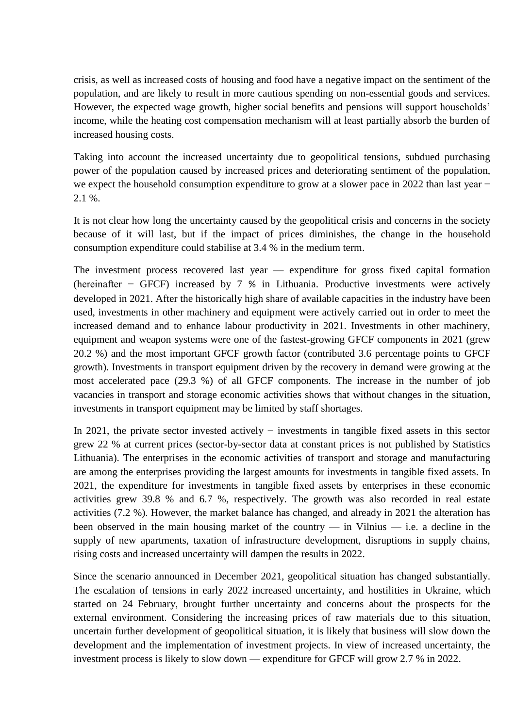crisis, as well as increased costs of housing and food have a negative impact on the sentiment of the population, and are likely to result in more cautious spending on non-essential goods and services. However, the expected wage growth, higher social benefits and pensions will support households' income, while the heating cost compensation mechanism will at least partially absorb the burden of increased housing costs.

Taking into account the increased uncertainty due to geopolitical tensions, subdued purchasing power of the population caused by increased prices and deteriorating sentiment of the population, we expect the household consumption expenditure to grow at a slower pace in 2022 than last year − 2.1 %.

It is not clear how long the uncertainty caused by the geopolitical crisis and concerns in the society because of it will last, but if the impact of prices diminishes, the change in the household consumption expenditure could stabilise at 3.4 % in the medium term.

The investment process recovered last year — expenditure for gross fixed capital formation (hereinafter − GFCF) increased by 7 % in Lithuania. Productive investments were actively developed in 2021. After the historically high share of available capacities in the industry have been used, investments in other machinery and equipment were actively carried out in order to meet the increased demand and to enhance labour productivity in 2021. Investments in other machinery, equipment and weapon systems were one of the fastest-growing GFCF components in 2021 (grew 20.2 %) and the most important GFCF growth factor (contributed 3.6 percentage points to GFCF growth). Investments in transport equipment driven by the recovery in demand were growing at the most accelerated pace (29.3 %) of all GFCF components. The increase in the number of job vacancies in transport and storage economic activities shows that without changes in the situation, investments in transport equipment may be limited by staff shortages.

In 2021, the private sector invested actively − investments in tangible fixed assets in this sector grew 22 % at current prices (sector-by-sector data at constant prices is not published by Statistics Lithuania). The enterprises in the economic activities of transport and storage and manufacturing are among the enterprises providing the largest amounts for investments in tangible fixed assets. In 2021, the expenditure for investments in tangible fixed assets by enterprises in these economic activities grew 39.8 % and 6.7 %, respectively. The growth was also recorded in real estate activities (7.2 %). However, the market balance has changed, and already in 2021 the alteration has been observed in the main housing market of the country — in Vilnius — i.e. a decline in the supply of new apartments, taxation of infrastructure development, disruptions in supply chains, rising costs and increased uncertainty will dampen the results in 2022.

Since the scenario announced in December 2021, geopolitical situation has changed substantially. The escalation of tensions in early 2022 increased uncertainty, and hostilities in Ukraine, which started on 24 February, brought further uncertainty and concerns about the prospects for the external environment. Considering the increasing prices of raw materials due to this situation, uncertain further development of geopolitical situation, it is likely that business will slow down the development and the implementation of investment projects. In view of increased uncertainty, the investment process is likely to slow down — expenditure for GFCF will grow 2.7 % in 2022.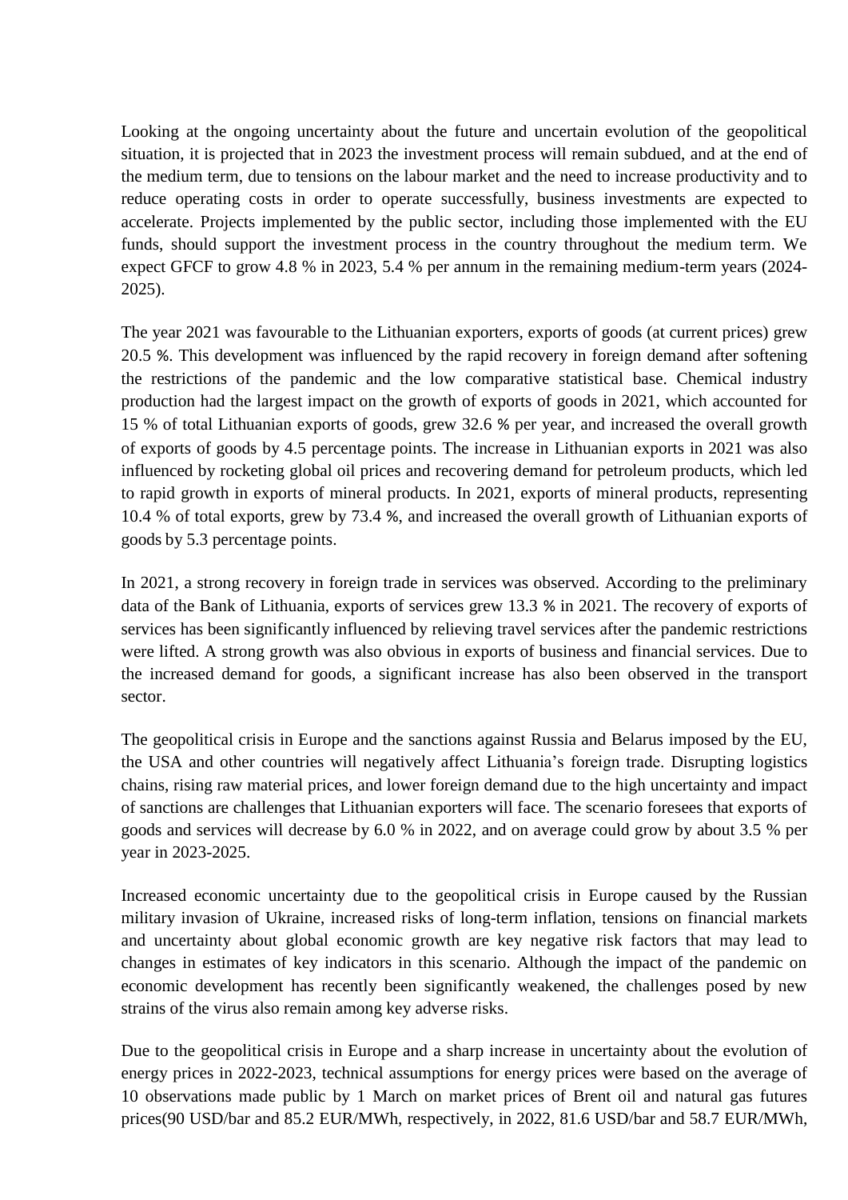Looking at the ongoing uncertainty about the future and uncertain evolution of the geopolitical situation, it is projected that in 2023 the investment process will remain subdued, and at the end of the medium term, due to tensions on the labour market and the need to increase productivity and to reduce operating costs in order to operate successfully, business investments are expected to accelerate. Projects implemented by the public sector, including those implemented with the EU funds, should support the investment process in the country throughout the medium term. We expect GFCF to grow 4.8 % in 2023, 5.4 % per annum in the remaining medium-term years (2024-2025).

The year 2021 was favourable to the Lithuanian exporters, exports of goods (at current prices) grew 20.5 %. This development was influenced by the rapid recovery in foreign demand after softening the restrictions of the pandemic and the low comparative statistical base. Chemical industry production had the largest impact on the growth of exports of goods in 2021, which accounted for 15 % of total Lithuanian exports of goods, grew 32.6 % per year, and increased the overall growth of exports of goods by 4.5 percentage points. The increase in Lithuanian exports in 2021 was also influenced by rocketing global oil prices and recovering demand for petroleum products, which led to rapid growth in exports of mineral products. In 2021, exports of mineral products, representing 10.4 % of total exports, grew by 73.4 %, and increased the overall growth of Lithuanian exports of goods by 5.3 percentage points.

In 2021, a strong recovery in foreign trade in services was observed. According to the preliminary data of the Bank of Lithuania, exports of services grew 13.3 % in 2021. The recovery of exports of services has been significantly influenced by relieving travel services after the pandemic restrictions were lifted. A strong growth was also obvious in exports of business and financial services. Due to the increased demand for goods, a significant increase has also been observed in the transport sector.

The geopolitical crisis in Europe and the sanctions against Russia and Belarus imposed by the EU, the USA and other countries will negatively affect Lithuania's foreign trade. Disrupting logistics chains, rising raw material prices, and lower foreign demand due to the high uncertainty and impact of sanctions are challenges that Lithuanian exporters will face. The scenario foresees that exports of goods and services will decrease by 6.0 % in 2022, and on average could grow by about 3.5 % per year in 2023-2025.

Increased economic uncertainty due to the geopolitical crisis in Europe caused by the Russian military invasion of Ukraine, increased risks of long-term inflation, tensions on financial markets and uncertainty about global economic growth are key negative risk factors that may lead to changes in estimates of key indicators in this scenario. Although the impact of the pandemic on economic development has recently been significantly weakened, the challenges posed by new strains of the virus also remain among key adverse risks.

Due to the geopolitical crisis in Europe and a sharp increase in uncertainty about the evolution of energy prices in 2022-2023, technical assumptions for energy prices were based on the average of 10 observations made public by 1 March on market prices of Brent oil and natural gas futures prices(90 USD/bar and 85.2 EUR/MWh, respectively, in 2022, 81.6 USD/bar and 58.7 EUR/MWh,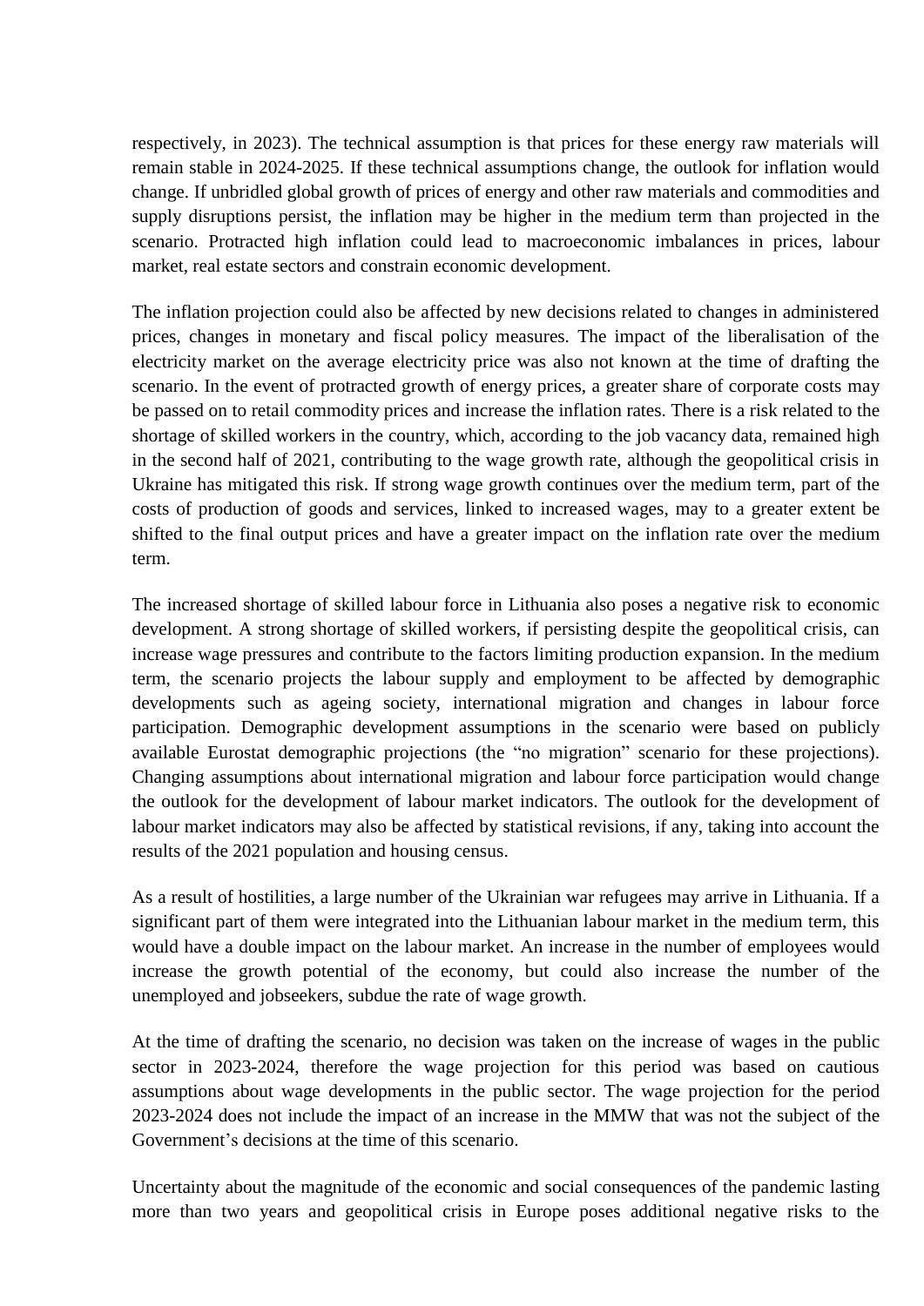respectively, in 2023). The technical assumption is that prices for these energy raw materials will remain stable in 2024-2025. If these technical assumptions change, the outlook for inflation would change. If unbridled global growth of prices of energy and other raw materials and commodities and supply disruptions persist, the inflation may be higher in the medium term than projected in the scenario. Protracted high inflation could lead to macroeconomic imbalances in prices, labour market, real estate sectors and constrain economic development.

The inflation projection could also be affected by new decisions related to changes in administered prices, changes in monetary and fiscal policy measures. The impact of the liberalisation of the electricity market on the average electricity price was also not known at the time of drafting the scenario. In the event of protracted growth of energy prices, a greater share of corporate costs may be passed on to retail commodity prices and increase the inflation rates. There is a risk related to the shortage of skilled workers in the country, which, according to the job vacancy data, remained high in the second half of 2021, contributing to the wage growth rate, although the geopolitical crisis in Ukraine has mitigated this risk. If strong wage growth continues over the medium term, part of the costs of production of goods and services, linked to increased wages, may to a greater extent be shifted to the final output prices and have a greater impact on the inflation rate over the medium term.

The increased shortage of skilled labour force in Lithuania also poses a negative risk to economic development. A strong shortage of skilled workers, if persisting despite the geopolitical crisis, can increase wage pressures and contribute to the factors limiting production expansion. In the medium term, the scenario projects the labour supply and employment to be affected by demographic developments such as ageing society, international migration and changes in labour force participation. Demographic development assumptions in the scenario were based on publicly available Eurostat demographic projections (the "no migration" scenario for these projections). Changing assumptions about international migration and labour force participation would change the outlook for the development of labour market indicators. The outlook for the development of labour market indicators may also be affected by statistical revisions, if any, taking into account the results of the 2021 population and housing census.

As a result of hostilities, a large number of the Ukrainian war refugees may arrive in Lithuania. If a significant part of them were integrated into the Lithuanian labour market in the medium term, this would have a double impact on the labour market. An increase in the number of employees would increase the growth potential of the economy, but could also increase the number of the unemployed and jobseekers, subdue the rate of wage growth.

At the time of drafting the scenario, no decision was taken on the increase of wages in the public sector in 2023-2024, therefore the wage projection for this period was based on cautious assumptions about wage developments in the public sector. The wage projection for the period 2023-2024 does not include the impact of an increase in the MMW that was not the subject of the Government's decisions at the time of this scenario.

Uncertainty about the magnitude of the economic and social consequences of the pandemic lasting more than two years and geopolitical crisis in Europe poses additional negative risks to the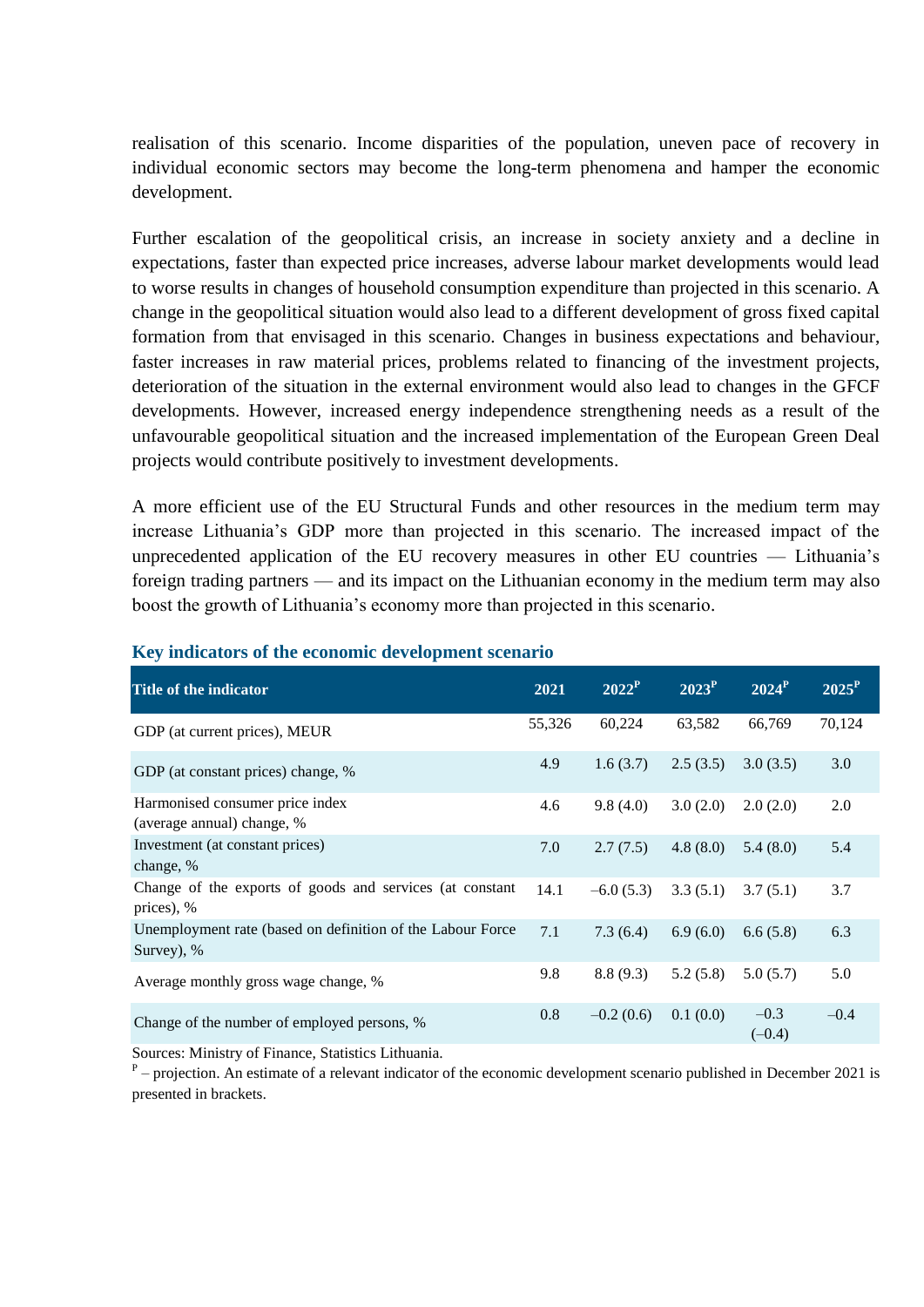realisation of this scenario. Income disparities of the population, uneven pace of recovery in individual economic sectors may become the long-term phenomena and hamper the economic development.

Further escalation of the geopolitical crisis, an increase in society anxiety and a decline in expectations, faster than expected price increases, adverse labour market developments would lead to worse results in changes of household consumption expenditure than projected in this scenario. A change in the geopolitical situation would also lead to a different development of gross fixed capital formation from that envisaged in this scenario. Changes in business expectations and behaviour, faster increases in raw material prices, problems related to financing of the investment projects, deterioration of the situation in the external environment would also lead to changes in the GFCF developments. However, increased energy independence strengthening needs as a result of the unfavourable geopolitical situation and the increased implementation of the European Green Deal projects would contribute positively to investment developments.

A more efficient use of the EU Structural Funds and other resources in the medium term may increase Lithuania's GDP more than projected in this scenario. The increased impact of the unprecedented application of the EU recovery measures in other EU countries — Lithuania's foreign trading partners — and its impact on the Lithuanian economy in the medium term may also boost the growth of Lithuania's economy more than projected in this scenario.

### Key indicators of the economic development scenario

| Title of the indicator | 2021 | 2022[P] | 2023[P] | 2024[P] | 2025[P] |
|---|---|---|---|---|---|
| GDP (at current prices), MEUR | 55,326 | 60,224 | 63,582 | 66,769 | 70,124 |
| GDP (at constant prices) change, % | 4.9 | 1.6 (3.7) | 2.5 (3.5) | 3.0 (3.5) | 3.0 |
| Harmonised consumer price index (average annual) change, % | 4.6 | 9.8 (4.0) | 3.0 (2.0) | 2.0 (2.0) | 2.0 |
| Investment (at constant prices) change, % | 7.0 | 2.7 (7.5) | 4.8 (8.0) | 5.4 (8.0) | 5.4 |
| Change of the exports of goods and services (at constant prices), % | 14.1 | –6.0 (5.3) | 3.3 (5.1) | 3.7 (5.1) | 3.7 |
| Unemployment rate (based on definition of the Labour Force Survey), % | 7.1 | 7.3 (6.4) | 6.9 (6.0) | 6.6 (5.8) | 6.3 |
| Average monthly gross wage change, % | 9.8 | 8.8 (9.3) | 5.2 (5.8) | 5.0 (5.7) | 5.0 |
| Change of the number of employed persons, % | 0.8 | –0.2 (0.6) | 0.1 (0.0) | –0.3 (–0.4) | –0.4 |

Sources: Ministry of Finance, Statistics Lithuania.

[P] – projection. An estimate of a relevant indicator of the economic development scenario published in December 2021 is presented in brackets.